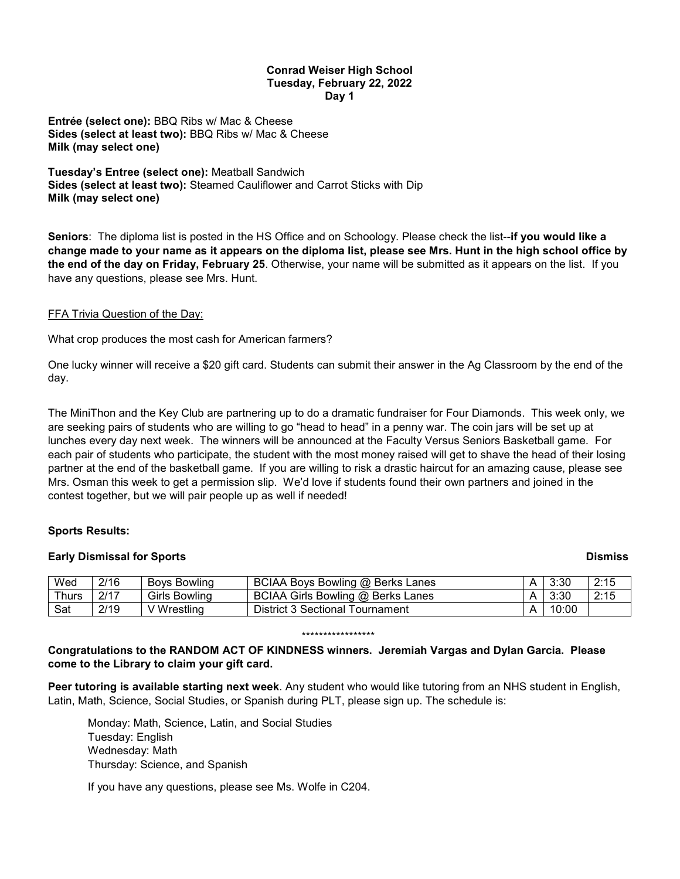**Conrad Weiser High School**
**Tuesday, February 22, 2022**
**Day 1**

**Entrée (select one):** BBQ Ribs w/ Mac & Cheese
**Sides (select at least two):** BBQ Ribs w/ Mac & Cheese
**Milk (may select one)**

**Tuesday's Entree (select one):** Meatball Sandwich
**Sides (select at least two):** Steamed Cauliflower and Carrot Sticks with Dip
**Milk (may select one)**

**Seniors**: The diploma list is posted in the HS Office and on Schoology. Please check the list--**if you would like a change made to your name as it appears on the diploma list, please see Mrs. Hunt in the high school office by the end of the day on Friday, February 25**. Otherwise, your name will be submitted as it appears on the list. If you have any questions, please see Mrs. Hunt.

<u>FFA Trivia Question of the Day:</u>

What crop produces the most cash for American farmers?

One lucky winner will receive a $20 gift card. Students can submit their answer in the Ag Classroom by the end of the day.

The MiniThon and the Key Club are partnering up to do a dramatic fundraiser for Four Diamonds. This week only, we are seeking pairs of students who are willing to go "head to head" in a penny war. The coin jars will be set up at lunches every day next week. The winners will be announced at the Faculty Versus Seniors Basketball game. For each pair of students who participate, the student with the most money raised will get to shave the head of their losing partner at the end of the basketball game. If you are willing to risk a drastic haircut for an amazing cause, please see Mrs. Osman this week to get a permission slip. We'd love if students found their own partners and joined in the contest together, but we will pair people up as well if needed!

**Sports Results:**

**Early Dismissal for Sports**

| | | | | | | Dismiss |
|---|---|---|---|---|---|---|
| Wed | 2/16 | Boys Bowling | BCIAA Boys Bowling @ Berks Lanes | A | 3:30 | 2:15 |
| Thurs | 2/17 | Girls Bowling | BCIAA Girls Bowling @ Berks Lanes | A | 3:30 | 2:15 |
| Sat | 2/19 | V Wrestling | District 3 Sectional Tournament | A | 10:00 | |

*****************

**Congratulations to the RANDOM ACT OF KINDNESS winners. Jeremiah Vargas and Dylan Garcia. Please come to the Library to claim your gift card.**

**Peer tutoring is available starting next week**. Any student who would like tutoring from an NHS student in English, Latin, Math, Science, Social Studies, or Spanish during PLT, please sign up. The schedule is:

Monday: Math, Science, Latin, and Social Studies
Tuesday: English
Wednesday: Math
Thursday: Science, and Spanish

If you have any questions, please see Ms. Wolfe in C204.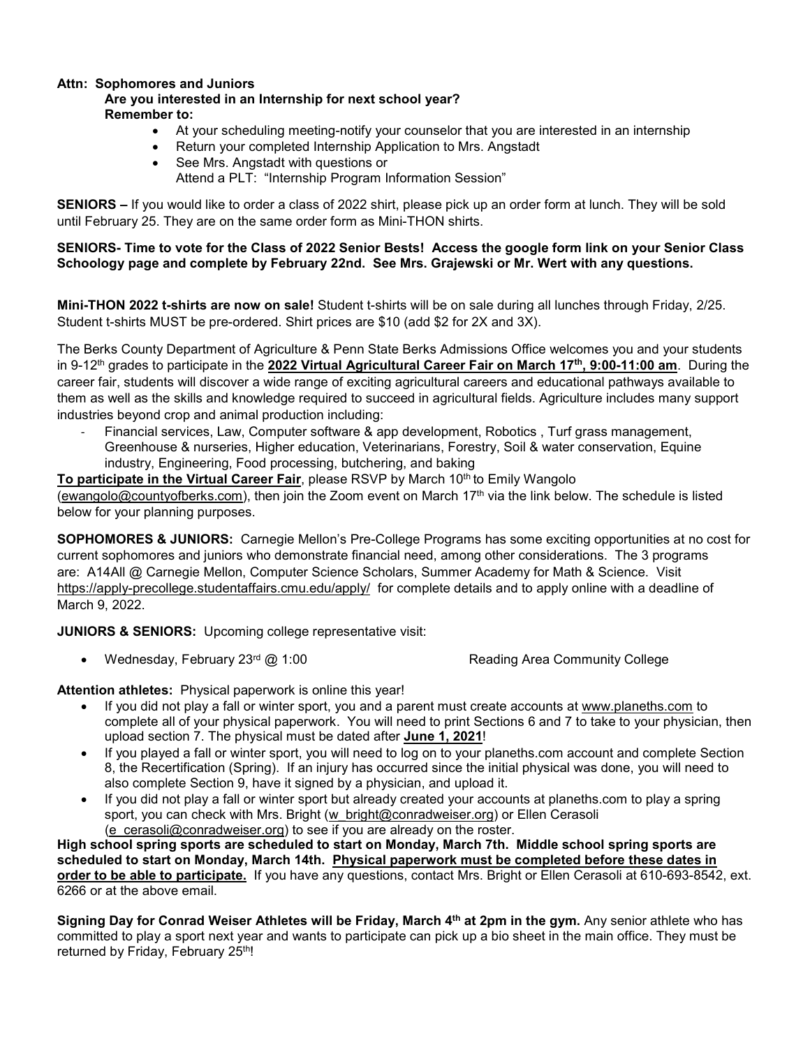**Attn: Sophomores and Juniors**

**Are you interested in an Internship for next school year?**

**Remember to:**

- At your scheduling meeting-notify your counselor that you are interested in an internship
- Return your completed Internship Application to Mrs. Angstadt
- See Mrs. Angstadt with questions or
  Attend a PLT: "Internship Program Information Session"

**SENIORS –** If you would like to order a class of 2022 shirt, please pick up an order form at lunch. They will be sold until February 25. They are on the same order form as Mini-THON shirts.

**SENIORS- Time to vote for the Class of 2022 Senior Bests! Access the google form link on your Senior Class Schoology page and complete by February 22nd. See Mrs. Grajewski or Mr. Wert with any questions.**

**Mini-THON 2022 t-shirts are now on sale!** Student t-shirts will be on sale during all lunches through Friday, 2/25. Student t-shirts MUST be pre-ordered. Shirt prices are $10 (add $2 for 2X and 3X).

The Berks County Department of Agriculture & Penn State Berks Admissions Office welcomes you and your students in 9-12th grades to participate in the **2022 Virtual Agricultural Career Fair on March 17th, 9:00-11:00 am**. During the career fair, students will discover a wide range of exciting agricultural careers and educational pathways available to them as well as the skills and knowledge required to succeed in agricultural fields. Agriculture includes many support industries beyond crop and animal production including:

- Financial services, Law, Computer software & app development, Robotics , Turf grass management, Greenhouse & nurseries, Higher education, Veterinarians, Forestry, Soil & water conservation, Equine industry, Engineering, Food processing, butchering, and baking

**To participate in the Virtual Career Fair**, please RSVP by March 10th to Emily Wangolo (ewangolo@countyofberks.com), then join the Zoom event on March 17th via the link below. The schedule is listed below for your planning purposes.

**SOPHOMORES & JUNIORS:** Carnegie Mellon's Pre-College Programs has some exciting opportunities at no cost for current sophomores and juniors who demonstrate financial need, among other considerations. The 3 programs are: A14All @ Carnegie Mellon, Computer Science Scholars, Summer Academy for Math & Science. Visit https://apply-precollege.studentaffairs.cmu.edu/apply/ for complete details and to apply online with a deadline of March 9, 2022.

**JUNIORS & SENIORS:** Upcoming college representative visit:

- Wednesday, February 23rd @ 1:00 — Reading Area Community College

**Attention athletes:** Physical paperwork is online this year!

- If you did not play a fall or winter sport, you and a parent must create accounts at www.planeths.com to complete all of your physical paperwork. You will need to print Sections 6 and 7 to take to your physician, then upload section 7. The physical must be dated after **June 1, 2021**!
- If you played a fall or winter sport, you will need to log on to your planeths.com account and complete Section 8, the Recertification (Spring). If an injury has occurred since the initial physical was done, you will need to also complete Section 9, have it signed by a physician, and upload it.
- If you did not play a fall or winter sport but already created your accounts at planeths.com to play a spring sport, you can check with Mrs. Bright (w_bright@conradweiser.org) or Ellen Cerasoli (e_cerasoli@conradweiser.org) to see if you are already on the roster.

**High school spring sports are scheduled to start on Monday, March 7th. Middle school spring sports are scheduled to start on Monday, March 14th. Physical paperwork must be completed before these dates in order to be able to participate.** If you have any questions, contact Mrs. Bright or Ellen Cerasoli at 610-693-8542, ext. 6266 or at the above email.

**Signing Day for Conrad Weiser Athletes will be Friday, March 4th at 2pm in the gym.** Any senior athlete who has committed to play a sport next year and wants to participate can pick up a bio sheet in the main office. They must be returned by Friday, February 25th!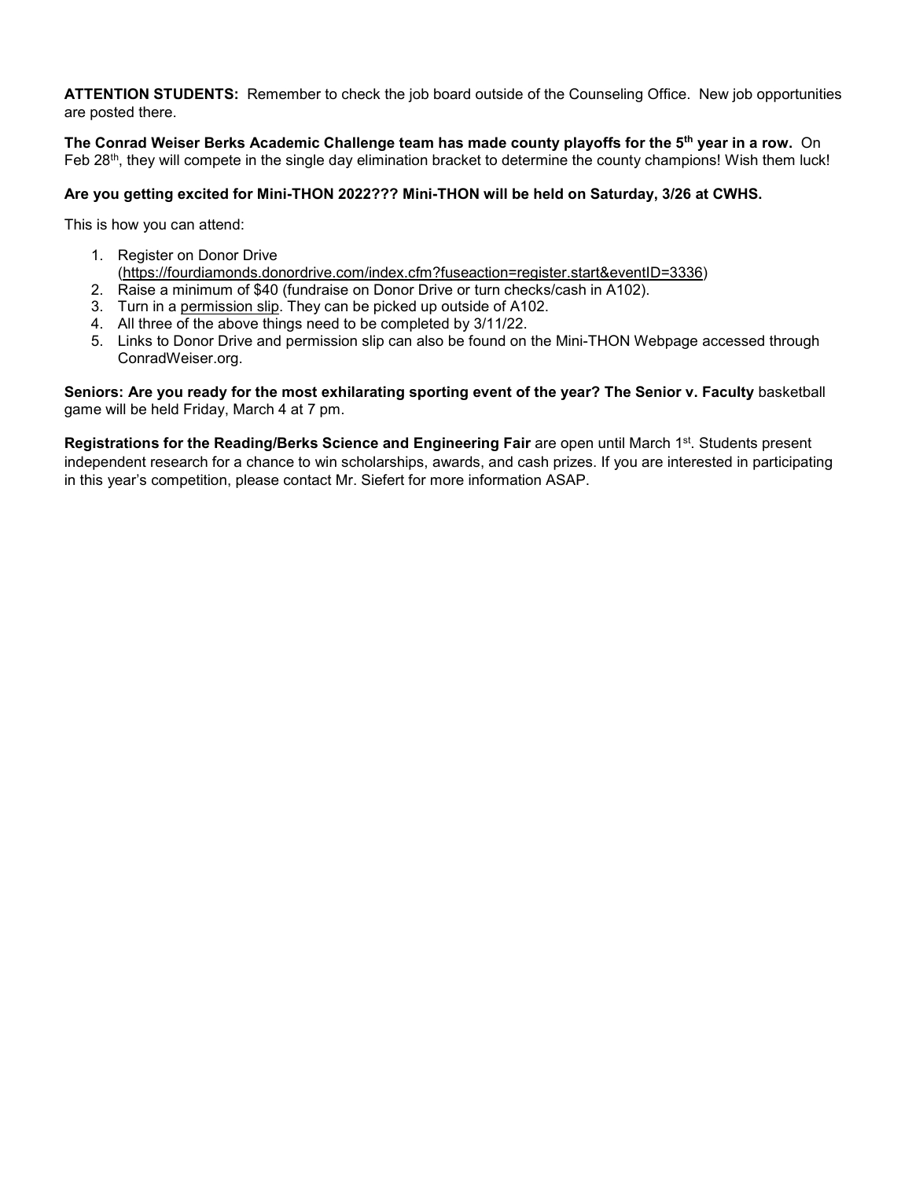**ATTENTION STUDENTS:** Remember to check the job board outside of the Counseling Office. New job opportunities are posted there.

**The Conrad Weiser Berks Academic Challenge team has made county playoffs for the 5th year in a row.** On Feb 28th, they will compete in the single day elimination bracket to determine the county champions! Wish them luck!

**Are you getting excited for Mini-THON 2022??? Mini-THON will be held on Saturday, 3/26 at CWHS.**

This is how you can attend:

1. Register on Donor Drive (https://fourdiamonds.donordrive.com/index.cfm?fuseaction=register.start&eventID=3336)
2. Raise a minimum of $40 (fundraise on Donor Drive or turn checks/cash in A102).
3. Turn in a permission slip. They can be picked up outside of A102.
4. All three of the above things need to be completed by 3/11/22.
5. Links to Donor Drive and permission slip can also be found on the Mini-THON Webpage accessed through ConradWeiser.org.

**Seniors: Are you ready for the most exhilarating sporting event of the year? The Senior v. Faculty** basketball game will be held Friday, March 4 at 7 pm.

**Registrations for the Reading/Berks Science and Engineering Fair** are open until March 1st. Students present independent research for a chance to win scholarships, awards, and cash prizes. If you are interested in participating in this year's competition, please contact Mr. Siefert for more information ASAP.